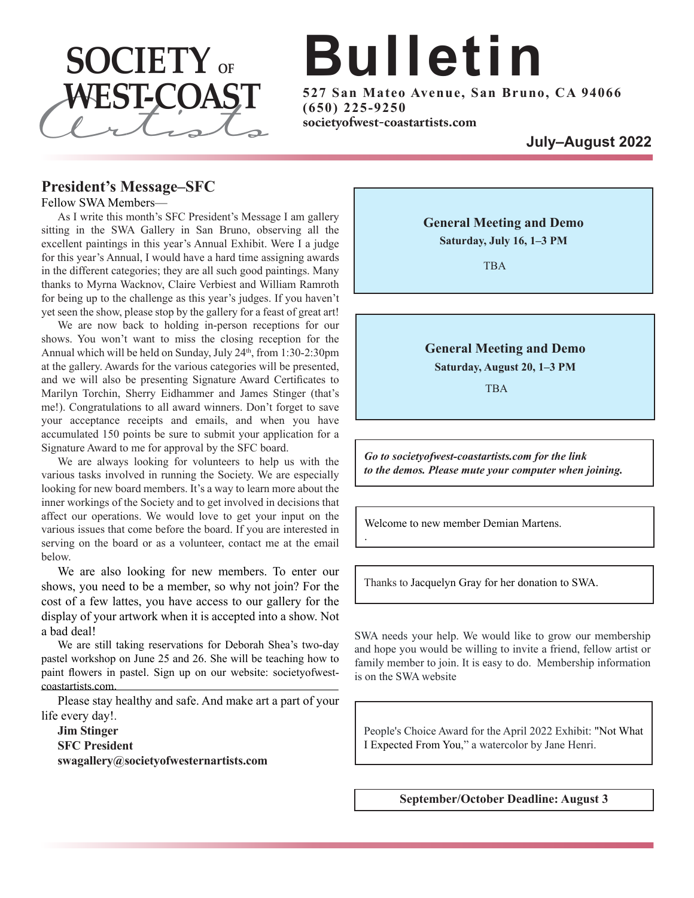# SOCIETY OF WEST-COAST Artists

# Bulletin

**527 San Mateo Avenue, San Bruno, CA 94066**
**(650) 225-9250**
**societyofwest-coastartists.com**

**July–August 2022**

## President's Message–SFC

Fellow SWA Members—

As I write this month's SFC President's Message I am gallery sitting in the SWA Gallery in San Bruno, observing all the excellent paintings in this year's Annual Exhibit. Were I a judge for this year's Annual, I would have a hard time assigning awards in the different categories; they are all such good paintings. Many thanks to Myrna Wacknov, Claire Verbiest and William Ramroth for being up to the challenge as this year's judges. If you haven't yet seen the show, please stop by the gallery for a feast of great art!

We are now back to holding in-person receptions for our shows. You won't want to miss the closing reception for the Annual which will be held on Sunday, July 24th, from 1:30-2:30pm at the gallery. Awards for the various categories will be presented, and we will also be presenting Signature Award Certificates to Marilyn Torchin, Sherry Eidhammer and James Stinger (that's me!). Congratulations to all award winners. Don't forget to save your acceptance receipts and emails, and when you have accumulated 150 points be sure to submit your application for a Signature Award to me for approval by the SFC board.

We are always looking for volunteers to help us with the various tasks involved in running the Society. We are especially looking for new board members. It's a way to learn more about the inner workings of the Society and to get involved in decisions that affect our operations. We would love to get your input on the various issues that come before the board. If you are interested in serving on the board or as a volunteer, contact me at the email below.

We are also looking for new members. To enter our shows, you need to be a member, so why not join? For the cost of a few lattes, you have access to our gallery for the display of your artwork when it is accepted into a show. Not a bad deal!

We are still taking reservations for Deborah Shea's two-day pastel workshop on June 25 and 26. She will be teaching how to paint flowers in pastel. Sign up on our website: societyofwest-coastartists.com.

Please stay healthy and safe. And make art a part of your life every day!.

**Jim Stinger**
**SFC President**
**swagallery@societyofwesternartists.com**

---

**General Meeting and Demo**
**Saturday, July 16, 1–3 PM**

TBA

---

**General Meeting and Demo**
**Saturday, August 20, 1–3 PM**

TBA

---

***Go to societyofwest-coastartists.com for the link to the demos. Please mute your computer when joining.***

---

Welcome to new member Demian Martens.

---

Thanks to Jacquelyn Gray for her donation to SWA.

---

SWA needs your help. We would like to grow our membership and hope you would be willing to invite a friend, fellow artist or family member to join. It is easy to do. Membership information is on the SWA website

---

People's Choice Award for the April 2022 Exhibit: "Not What I Expected From You," a watercolor by Jane Henri.

---

**September/October Deadline: August 3**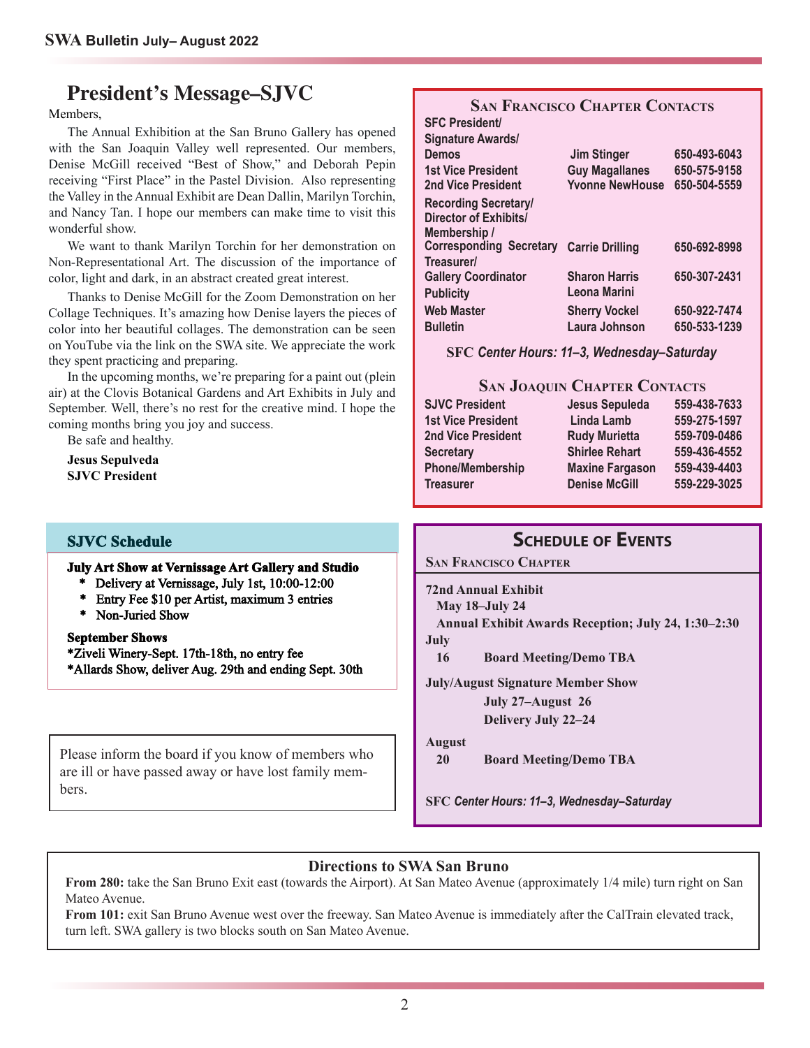## President's Message–SJVC

Members,

The Annual Exhibition at the San Bruno Gallery has opened with the San Joaquin Valley well represented. Our members, Denise McGill received "Best of Show," and Deborah Pepin receiving "First Place" in the Pastel Division. Also representing the Valley in the Annual Exhibit are Dean Dallin, Marilyn Torchin, and Nancy Tan. I hope our members can make time to visit this wonderful show.

We want to thank Marilyn Torchin for her demonstration on Non-Representational Art. The discussion of the importance of color, light and dark, in an abstract created great interest.

Thanks to Denise McGill for the Zoom Demonstration on her Collage Techniques. It's amazing how Denise layers the pieces of color into her beautiful collages. The demonstration can be seen on YouTube via the link on the SWA site. We appreciate the work they spent practicing and preparing.

In the upcoming months, we're preparing for a paint out (plein air) at the Clovis Botanical Gardens and Art Exhibits in July and September. Well, there's no rest for the creative mind. I hope the coming months bring you joy and success.

Be safe and healthy.

**Jesus Sepulveda**
**SJVC President**

### SJVC Schedule

**July Art Show at Vernissage Art Gallery and Studio**

- Delivery at Vernissage, July 1st, 10:00-12:00
- Entry Fee $10 per Artist, maximum 3 entries
- Non-Juried Show

**September Shows**

*Ziveli Winery-Sept. 17th-18th, no entry fee
*Allards Show, deliver Aug. 29th and ending Sept. 30th

Please inform the board if you know of members who are ill or have passed away or have lost family members.

### San Francisco Chapter Contacts

| Position | Name | Phone |
|---|---|---|
| SFC President/ Signature Awards/ Demos | Jim Stinger | 650-493-6043 |
| 1st Vice President | Guy Magallanes | 650-575-9158 |
| 2nd Vice President | Yvonne NewHouse | 650-504-5559 |
| Recording Secretary/ Director of Exhibits/ Membership / Corresponding Secretary | Carrie Drilling | 650-692-8998 |
| Treasurer/ Gallery Coordinator | Sharon Harris | 650-307-2431 |
| Publicity | Leona Marini | |
| Web Master | Sherry Vockel | 650-922-7474 |
| Bulletin | Laura Johnson | 650-533-1239 |

**SFC *Center Hours: 11–3, Wednesday–Saturday***

### San Joaquin Chapter Contacts

| Position | Name | Phone |
|---|---|---|
| SJVC President | Jesus Sepuleda | 559-438-7633 |
| 1st Vice President | Linda Lamb | 559-275-1597 |
| 2nd Vice President | Rudy Murietta | 559-709-0486 |
| Secretary | Shirlee Rehart | 559-436-4552 |
| Phone/Membership | Maxine Fargason | 559-439-4403 |
| Treasurer | Denise McGill | 559-229-3025 |

### Schedule of Events

**San Francisco Chapter**

**72nd Annual Exhibit**
**May 18–July 24**
**Annual Exhibit Awards Reception; July 24, 1:30–2:30**

**July**
**16 Board Meeting/Demo TBA**

**July/August Signature Member Show**
**July 27–August 26**
**Delivery July 22–24**

**August**
**20 Board Meeting/Demo TBA**

**SFC *Center Hours: 11–3, Wednesday–Saturday***

### Directions to SWA San Bruno

**From 280:** take the San Bruno Exit east (towards the Airport). At San Mateo Avenue (approximately 1/4 mile) turn right on San Mateo Avenue.

**From 101:** exit San Bruno Avenue west over the freeway. San Mateo Avenue is immediately after the CalTrain elevated track, turn left. SWA gallery is two blocks south on San Mateo Avenue.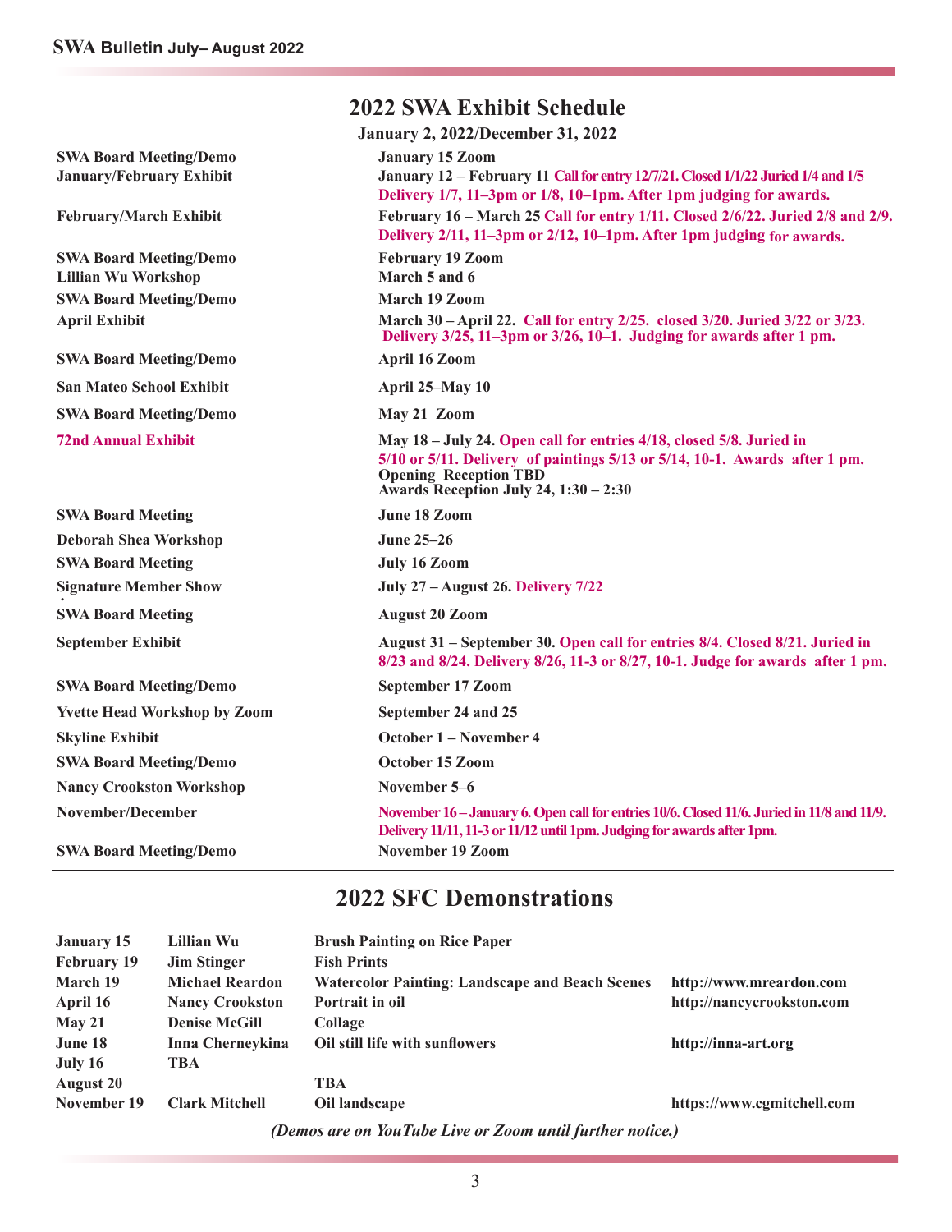## 2022 SWA Exhibit Schedule

**January 2, 2022/December 31, 2022**

| | |
|---|---|
| **SWA Board Meeting/Demo** | **January 15 Zoom** |
| **January/February Exhibit** | **January 12 – February 11** **Call for entry 12/7/21. Closed 1/1/22 Juried 1/4 and 1/5 Delivery 1/7, 11–3pm or 1/8, 10–1pm. After 1pm judging for awards.** |
| **February/March Exhibit** | **February 16 – March 25** **Call for entry 1/11. Closed 2/6/22. Juried 2/8 and 2/9. Delivery 2/11, 11–3pm or 2/12, 10–1pm. After 1pm judging for awards.** |
| **SWA Board Meeting/Demo** | **February 19 Zoom** |
| **Lillian Wu Workshop** | **March 5 and 6** |
| **SWA Board Meeting/Demo** | **March 19 Zoom** |
| **April Exhibit** | **March 30 – April 22.** **Call for entry 2/25. closed 3/20. Juried 3/22 or 3/23. Delivery 3/25, 11–3pm or 3/26, 10–1. Judging for awards after 1 pm.** |
| **SWA Board Meeting/Demo** | **April 16 Zoom** |
| **San Mateo School Exhibit** | **April 25–May 10** |
| **SWA Board Meeting/Demo** | **May 21 Zoom** |
| **72nd Annual Exhibit** | **May 18 – July 24.** **Open call for entries 4/18, closed 5/8. Juried in 5/10 or 5/11. Delivery of paintings 5/13 or 5/14, 10-1. Awards after 1 pm.** **Opening Reception TBD Awards Reception July 24, 1:30 – 2:30** |
| **SWA Board Meeting** | **June 18 Zoom** |
| **Deborah Shea Workshop** | **June 25–26** |
| **SWA Board Meeting** | **July 16 Zoom** |
| **Signature Member Show** | **July 27 – August 26.** **Delivery 7/22** |
| **SWA Board Meeting** | **August 20 Zoom** |
| **September Exhibit** | **August 31 – September 30.** **Open call for entries 8/4. Closed 8/21. Juried in 8/23 and 8/24. Delivery 8/26, 11-3 or 8/27, 10-1. Judge for awards after 1 pm.** |
| **SWA Board Meeting/Demo** | **September 17 Zoom** |
| **Yvette Head Workshop by Zoom** | **September 24 and 25** |
| **Skyline Exhibit** | **October 1 – November 4** |
| **SWA Board Meeting/Demo** | **October 15 Zoom** |
| **Nancy Crookston Workshop** | **November 5–6** |
| **November/December** | **November 16 – January 6. Open call for entries 10/6. Closed 11/6. Juried in 11/8 and 11/9. Delivery 11/11, 11-3 or 11/12 until 1pm. Judging for awards after 1pm.** |
| **SWA Board Meeting/Demo** | **November 19 Zoom** |

## 2022 SFC Demonstrations

| | | | |
|---|---|---|---|
| **January 15** | **Lillian Wu** | **Brush Painting on Rice Paper** | |
| **February 19** | **Jim Stinger** | **Fish Prints** | |
| **March 19** | **Michael Reardon** | **Watercolor Painting: Landscape and Beach Scenes** | **http://www.mreardon.com** |
| **April 16** | **Nancy Crookston** | **Portrait in oil** | **http://nancycrookston.com** |
| **May 21** | **Denise McGill** | **Collage** | |
| **June 18** | **Inna Cherneykina** | **Oil still life with sunflowers** | **http://inna-art.org** |
| **July 16** | **TBA** | | |
| **August 20** | | **TBA** | |
| **November 19** | **Clark Mitchell** | **Oil landscape** | **https://www.cgmitchell.com** |

***(Demos are on YouTube Live or Zoom until further notice.)***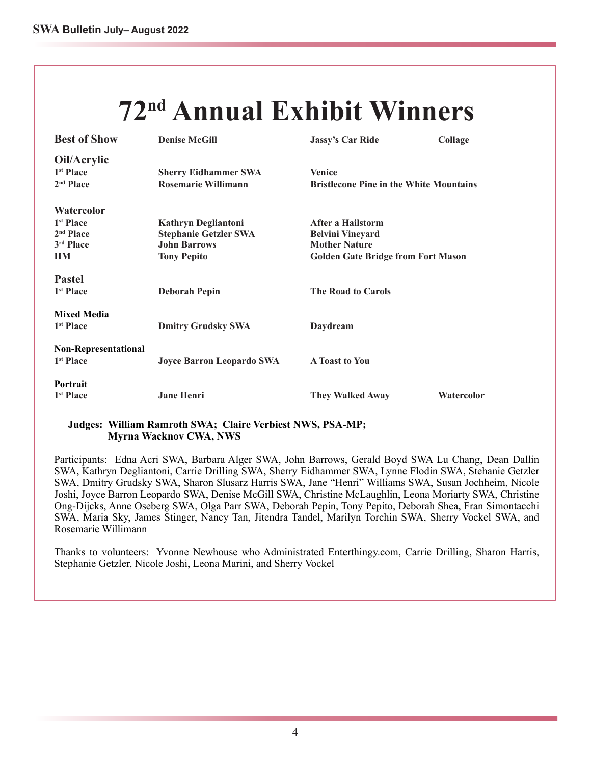# 72nd Annual Exhibit Winners

| | | | |
|---|---|---|---|
| **Best of Show** | **Denise McGill** | **Jassy's Car Ride** | **Collage** |
| **Oil/Acrylic** | | | |
| **1st Place** | **Sherry Eidhammer SWA** | **Venice** | |
| **2nd Place** | **Rosemarie Willimann** | **Bristlecone Pine in the White Mountains** | |
| **Watercolor** | | | |
| **1st Place** | **Kathryn Degliantoni** | **After a Hailstorm** | |
| **2nd Place** | **Stephanie Getzler SWA** | **Belvini Vineyard** | |
| **3rd Place** | **John Barrows** | **Mother Nature** | |
| **HM** | **Tony Pepito** | **Golden Gate Bridge from Fort Mason** | |
| **Pastel** | | | |
| **1st Place** | **Deborah Pepin** | **The Road to Carols** | |
| **Mixed Media** | | | |
| **1st Place** | **Dmitry Grudsky SWA** | **Daydream** | |
| **Non-Representational** | | | |
| **1st Place** | **Joyce Barron Leopardo SWA** | **A Toast to You** | |
| **Portrait** | | | |
| **1st Place** | **Jane Henri** | **They Walked Away** | **Watercolor** |

**Judges: William Ramroth SWA; Claire Verbiest NWS, PSA-MP; Myrna Wacknov CWA, NWS**

Participants: Edna Acri SWA, Barbara Alger SWA, John Barrows, Gerald Boyd SWA Lu Chang, Dean Dallin SWA, Kathryn Degliantoni, Carrie Drilling SWA, Sherry Eidhammer SWA, Lynne Flodin SWA, Stehanie Getzler SWA, Dmitry Grudsky SWA, Sharon Slusarz Harris SWA, Jane "Henri" Williams SWA, Susan Jochheim, Nicole Joshi, Joyce Barron Leopardo SWA, Denise McGill SWA, Christine McLaughlin, Leona Moriarty SWA, Christine Ong-Dijcks, Anne Oseberg SWA, Olga Parr SWA, Deborah Pepin, Tony Pepito, Deborah Shea, Fran Simontacchi SWA, Maria Sky, James Stinger, Nancy Tan, Jitendra Tandel, Marilyn Torchin SWA, Sherry Vockel SWA, and Rosemarie Willimann

Thanks to volunteers: Yvonne Newhouse who Administrated Enterthingy.com, Carrie Drilling, Sharon Harris, Stephanie Getzler, Nicole Joshi, Leona Marini, and Sherry Vockel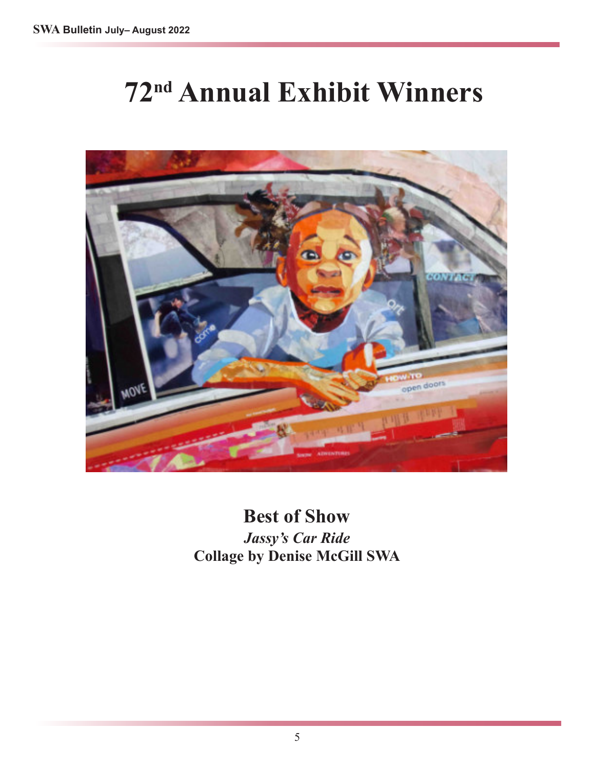# 72nd Annual Exhibit Winners

**Best of Show**

***Jassy's Car Ride***

**Collage by Denise McGill SWA**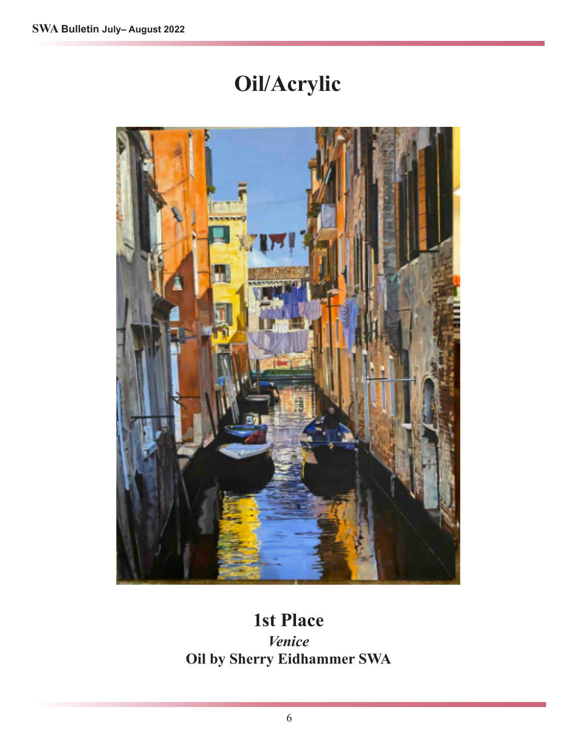# Oil/Acrylic

**1st Place**

***Venice***

**Oil by Sherry Eidhammer SWA**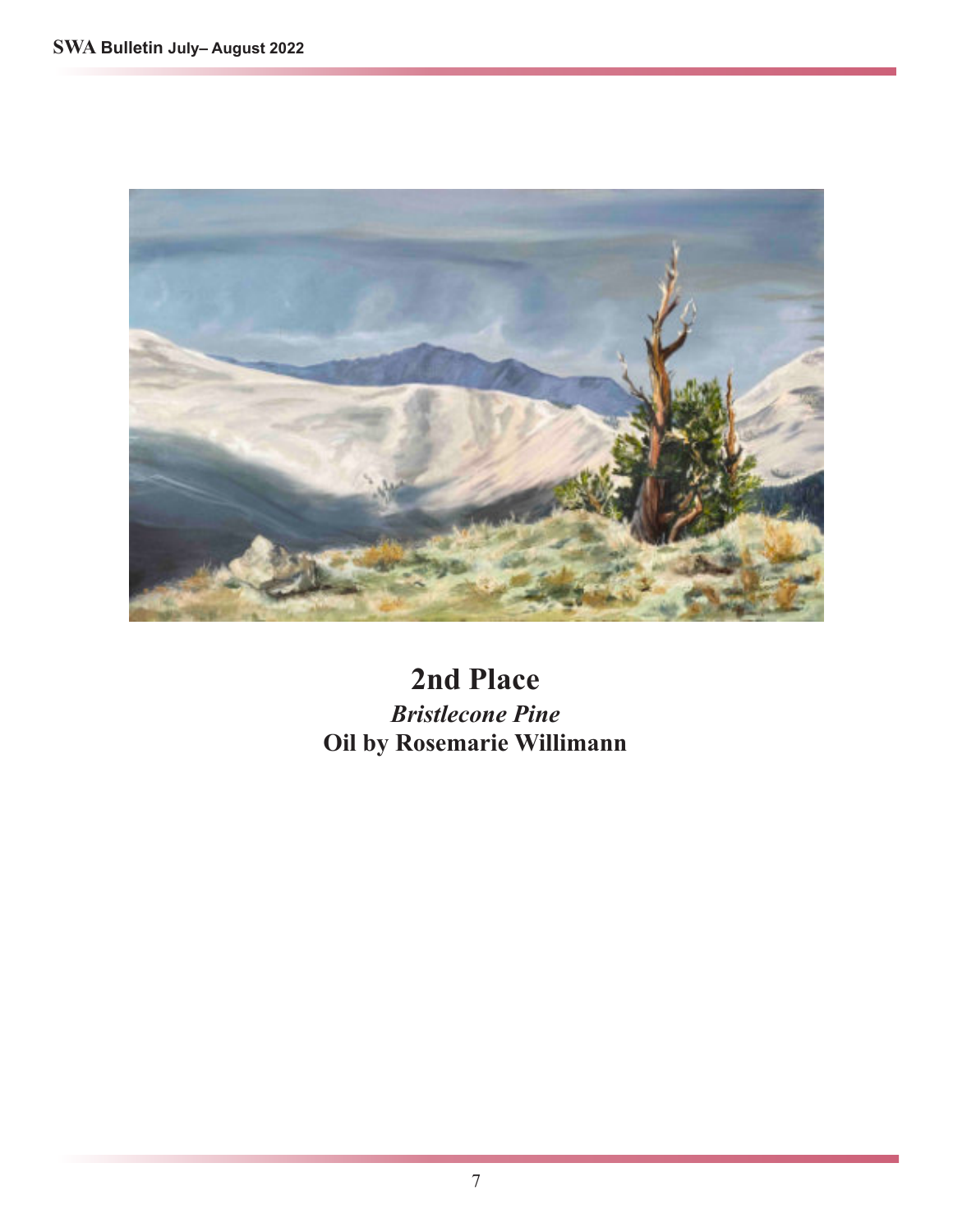## 2nd Place

***Bristlecone Pine***

**Oil by Rosemarie Willimann**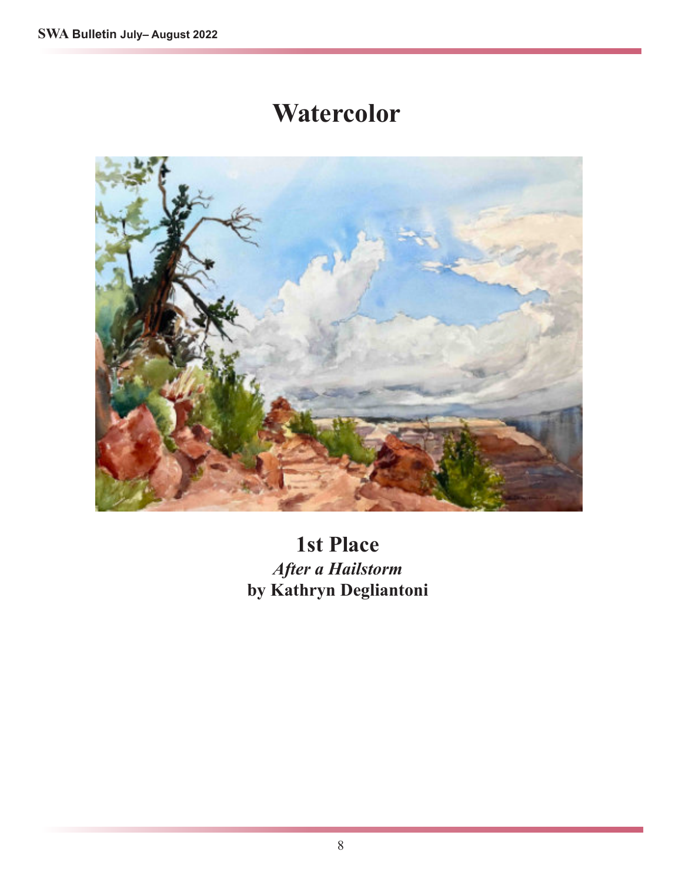# Watercolor

**1st Place**
***After a Hailstorm***
**by Kathryn Degliantoni**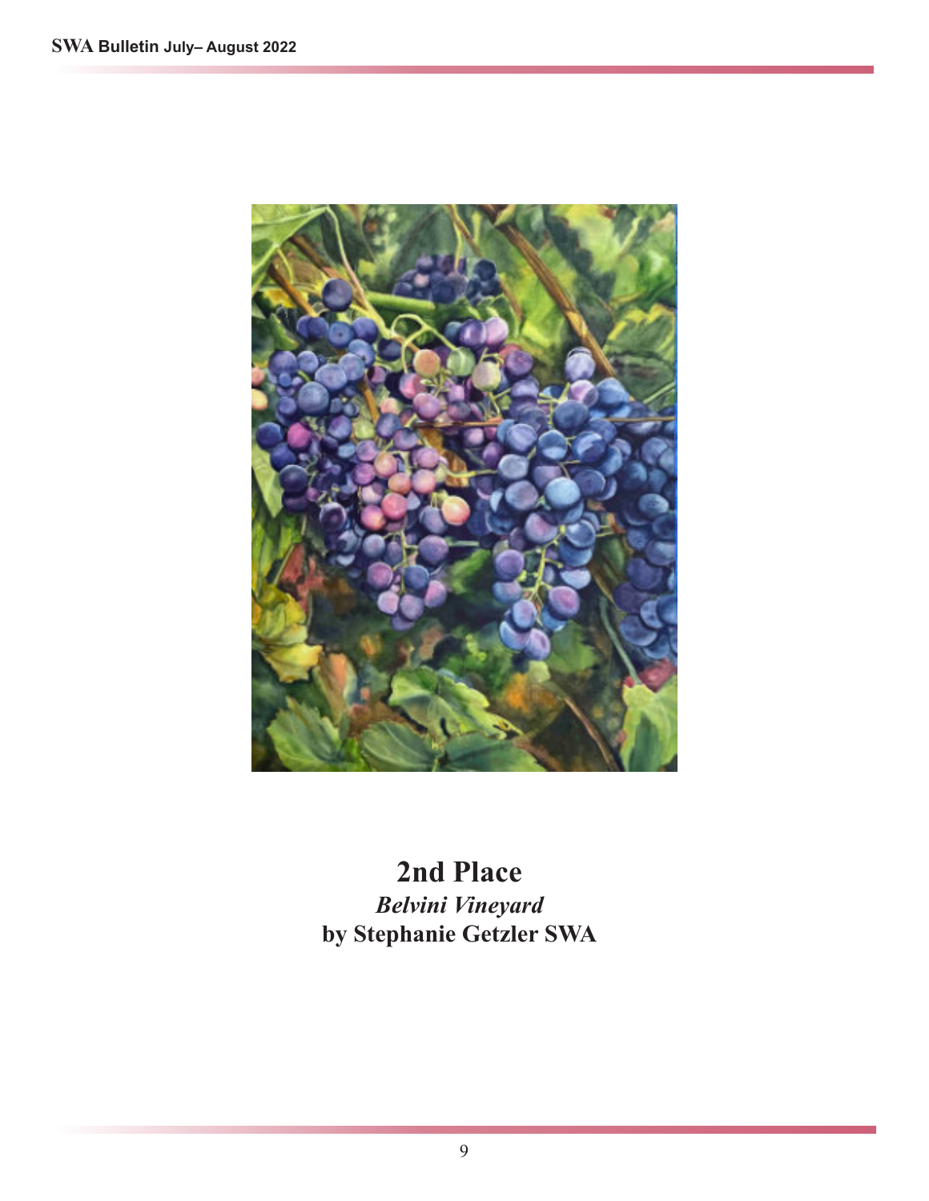**2nd Place**

***Belvini Vineyard***

**by Stephanie Getzler SWA**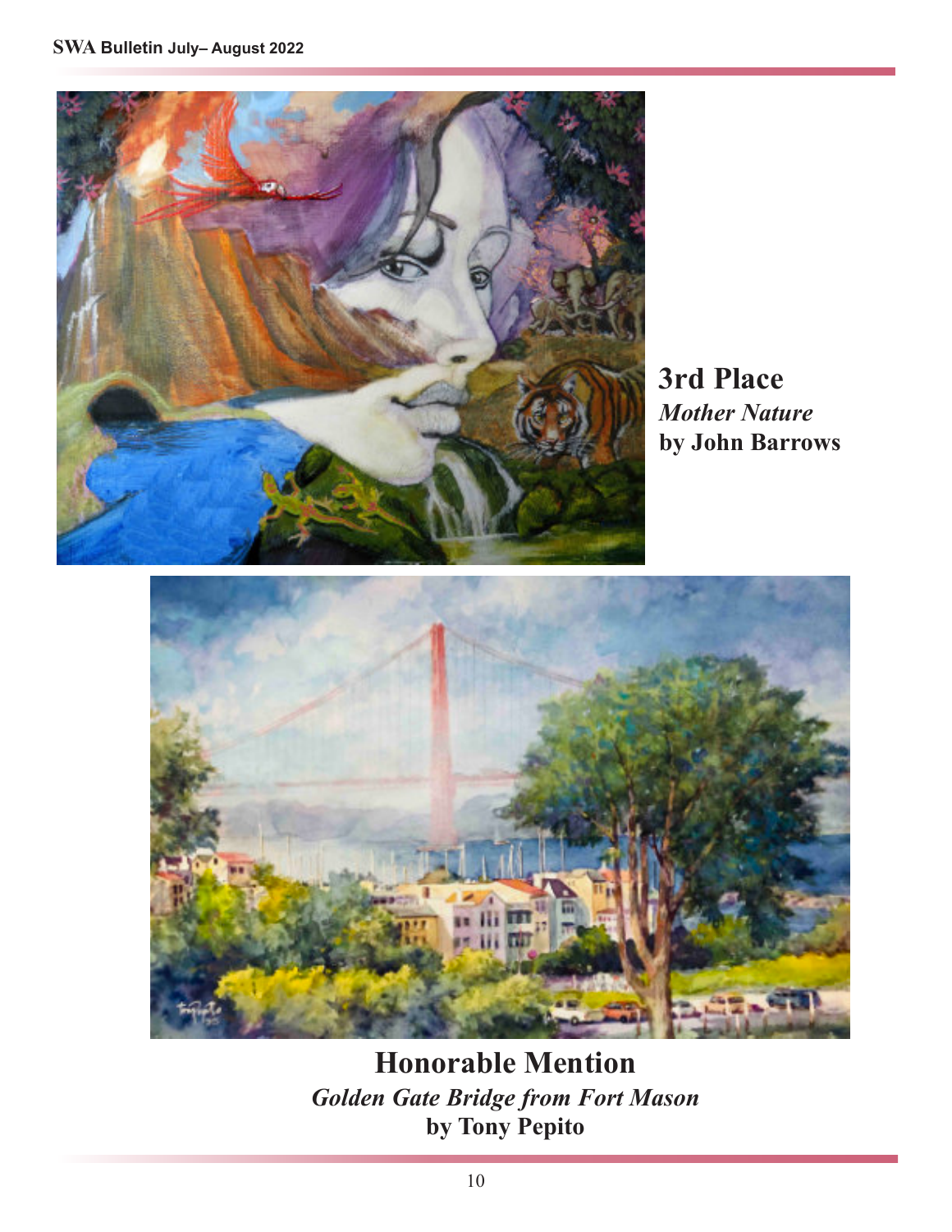**3rd Place**
*Mother Nature*
**by John Barrows**

**Honorable Mention**
*Golden Gate Bridge from Fort Mason*
**by Tony Pepito**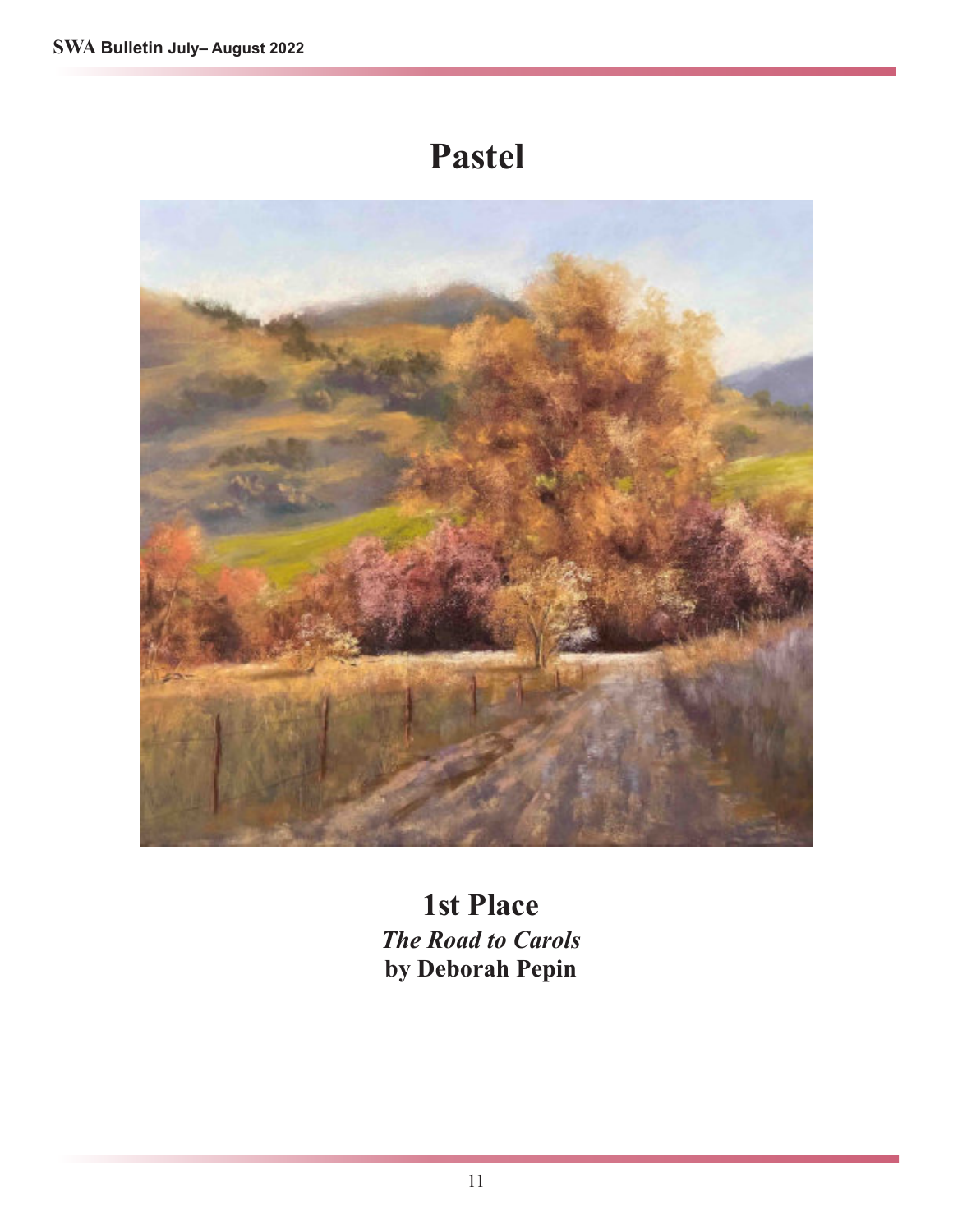# Pastel

**1st Place**
***The Road to Carols***
**by Deborah Pepin**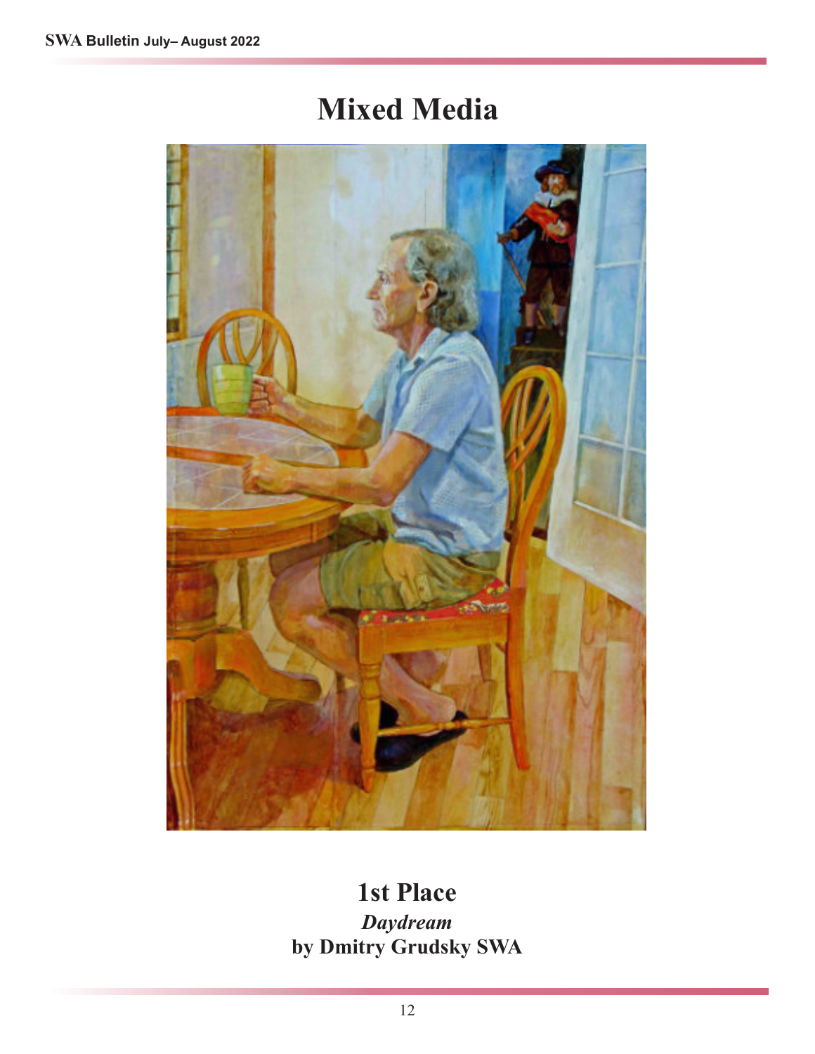# Mixed Media

**1st Place**

***Daydream***

**by Dmitry Grudsky SWA**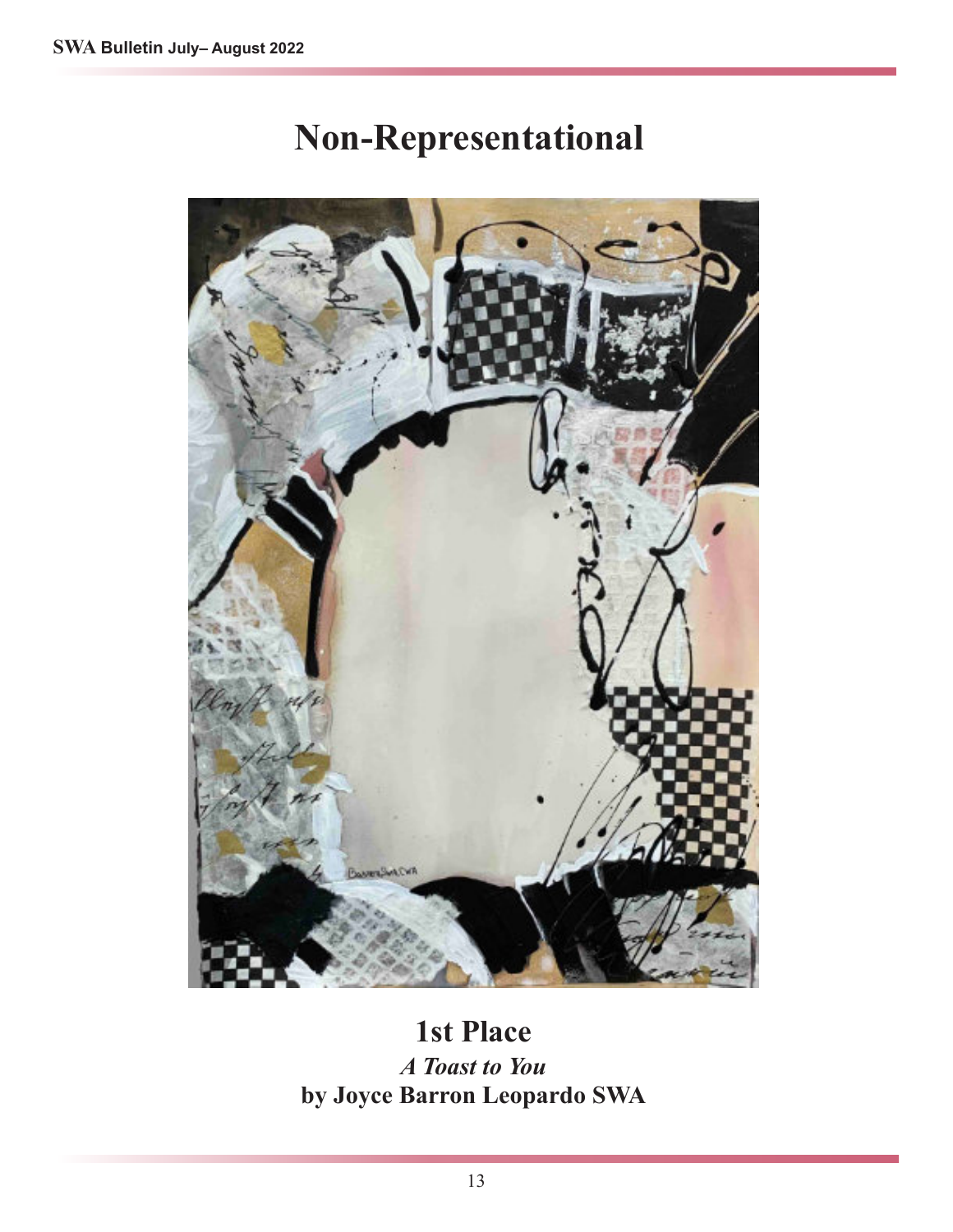# Non-Representational

## 1st Place

***A Toast to You***

**by Joyce Barron Leopardo SWA**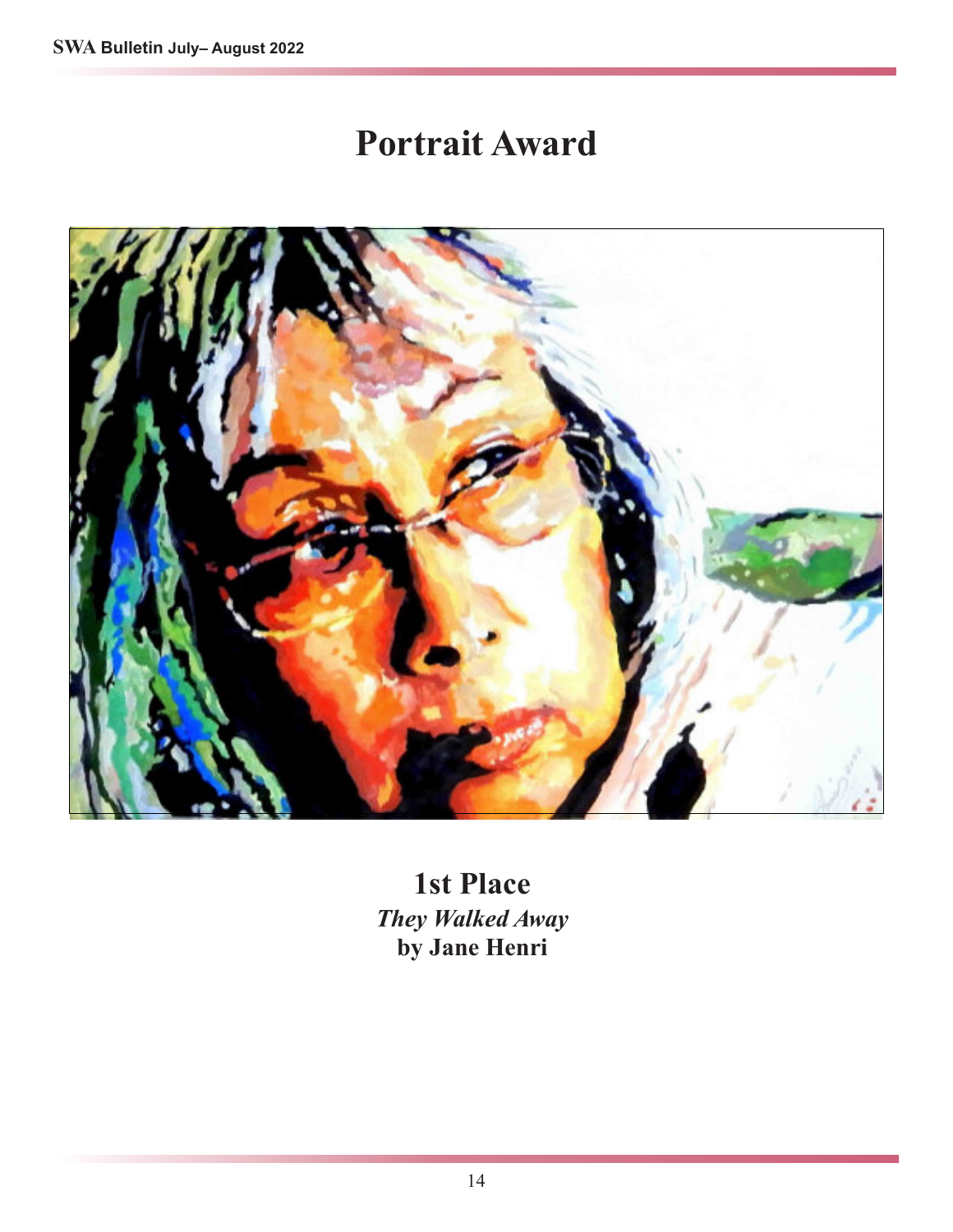# Portrait Award

**1st Place**
***They Walked Away***
**by Jane Henri**